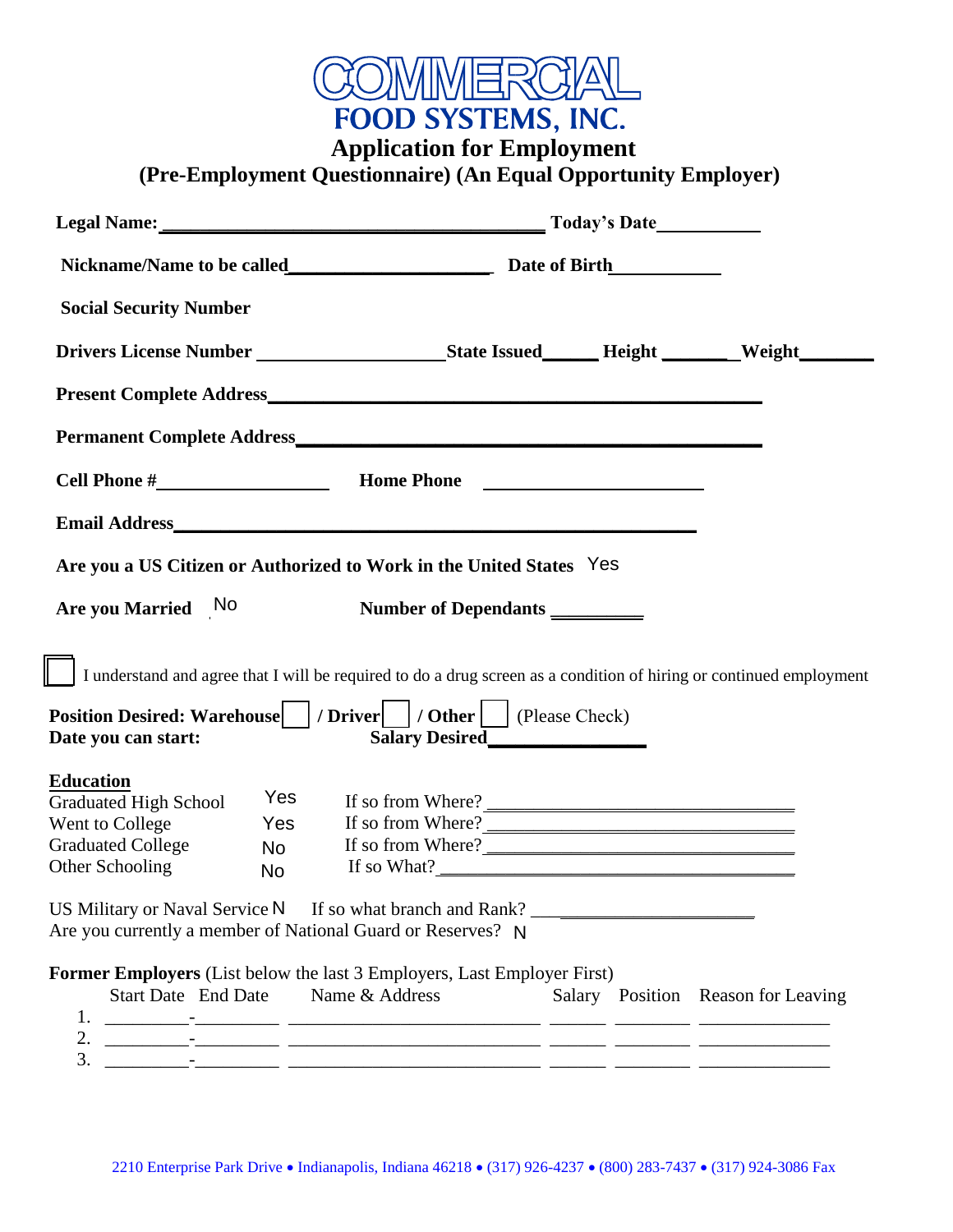# COMMERCIAL FOOD SYSTEMS, INC.

## Application for Employment

### (Pre-Employment Questionnaire) (An Equal Opportunity Employer)

**Legal Name:** ________________________________________ **Today's Date**__________

**Nickname/Name to be called**____________________ **Date of Birth**__________

**Social Security Number**

**Drivers License Number** __________________ **State Issued**_____ **Height** _______ **Weight**_______

**Present Complete Address**__________________________________________________

**Permanent Complete Address**______________________________________________

**Cell Phone #**________________ **Home Phone** ____________________

**Email Address**______________________________________________________

**Are you a US Citizen or Authorized to Work in the United States** Yes

**Are you Married** No **Number of Dependants** _________

☐ I understand and agree that I will be required to do a drug screen as a condition of hiring or continued employment

**Position Desired: Warehouse** ☐ **/ Driver** ☐ **/ Other** ☐ (Please Check)

**Date you can start:** **Salary Desired**_______________

**Education**

| | | | |
|---|---|---|---|
| Graduated High School | Yes | If so from Where? | ________________ |
| Went to College | Yes | If so from Where? | ________________ |
| Graduated College | No | If so from Where? | ________________ |
| Other Schooling | No | If so What? | ________________ |

US Military or Naval Service N If so what branch and Rank? ____________________

Are you currently a member of National Guard or Reserves? N

**Former Employers** (List below the last 3 Employers, Last Employer First)

| | Start Date - End Date | Name & Address | Salary | Position | Reason for Leaving |
|---|---|---|---|---|---|
| 1. | ________-________ | ________________ | ______ | ______ | ________ |
| 2. | ________-________ | ________________ | ______ | ______ | ________ |
| 3. | ________-________ | ________________ | ______ | ______ | ________ |

2210 Enterprise Park Drive • Indianapolis, Indiana 46218 • (317) 926-4237 • (800) 283-7437 • (317) 924-3086 Fax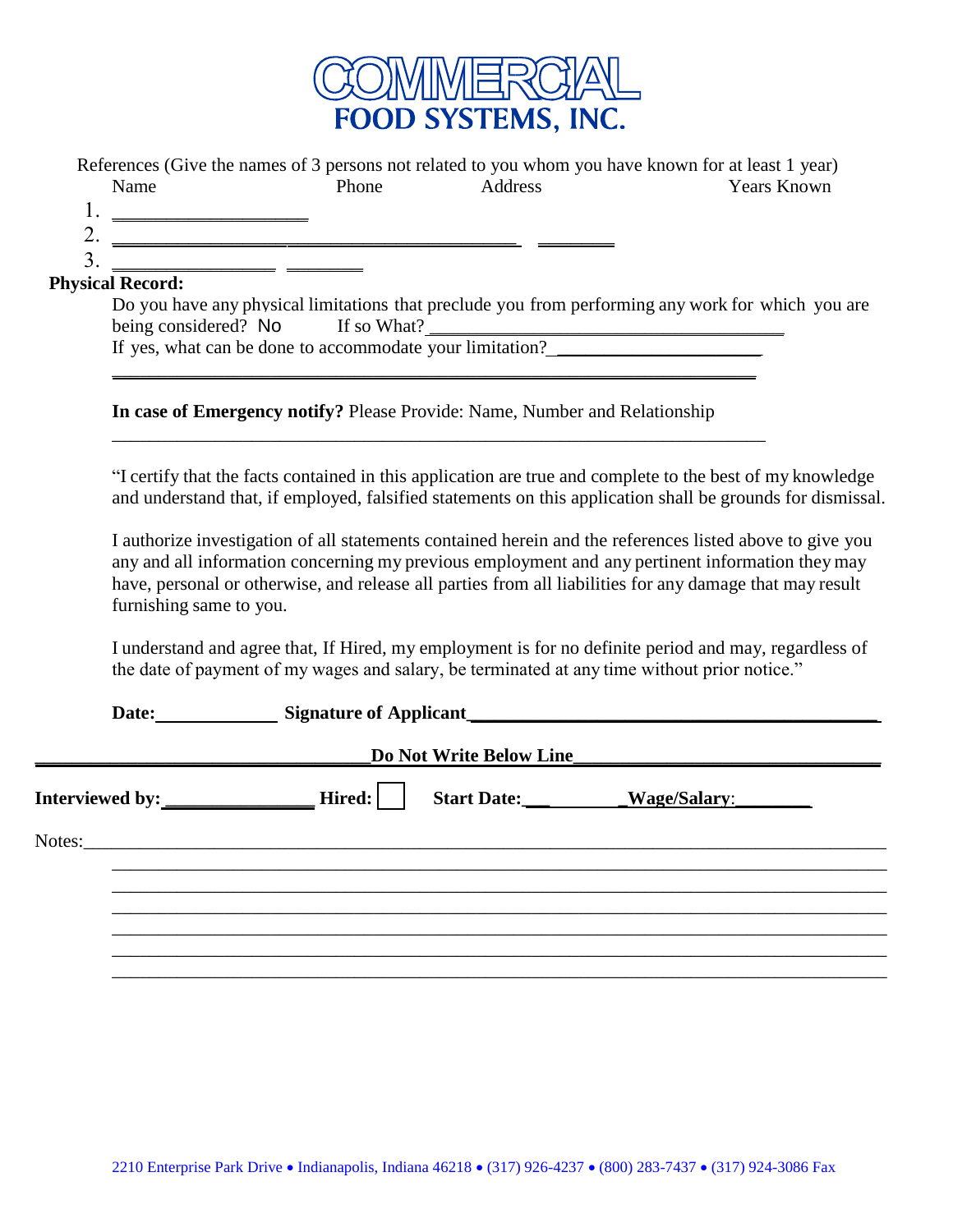# COMMERCIAL FOOD SYSTEMS, INC.

References (Give the names of 3 persons not related to you whom you have known for at least 1 year)

| Name | Phone | Address | Years Known |
|---|---|---|---|
| 1. ___________________ | | | |
| 2. ___________________ | _____________________ | | _______ |
| 3. ________________ | _______ | | |

**Physical Record:**

Do you have any physical limitations that preclude you from performing any work for which you are being considered? No If so What? ___________________________________

If yes, what can be done to accommodate your limitation? _____________________

_______________________________________________________________

**In case of Emergency notify?** Please Provide: Name, Number and Relationship

_______________________________________________________________

"I certify that the facts contained in this application are true and complete to the best of my knowledge and understand that, if employed, falsified statements on this application shall be grounds for dismissal.

I authorize investigation of all statements contained herein and the references listed above to give you any and all information concerning my previous employment and any pertinent information they may have, personal or otherwise, and release all parties from all liabilities for any damage that may result furnishing same to you.

I understand and agree that, If Hired, my employment is for no definite period and may, regardless of the date of payment of my wages and salary, be terminated at any time without prior notice."

**Date:** ____________ **Signature of Applicant** ________________________________________

**Do Not Write Below Line**

**Interviewed by:** _______________ **Hired:** ☐ **Start Date:** ___________ **Wage/Salary**: ________

Notes: ___________________________________________________________________________

___________________________________________________________________________

___________________________________________________________________________

___________________________________________________________________________

___________________________________________________________________________

___________________________________________________________________________

___________________________________________________________________________

2210 Enterprise Park Drive • Indianapolis, Indiana 46218 • (317) 926-4237 • (800) 283-7437 • (317) 924-3086 Fax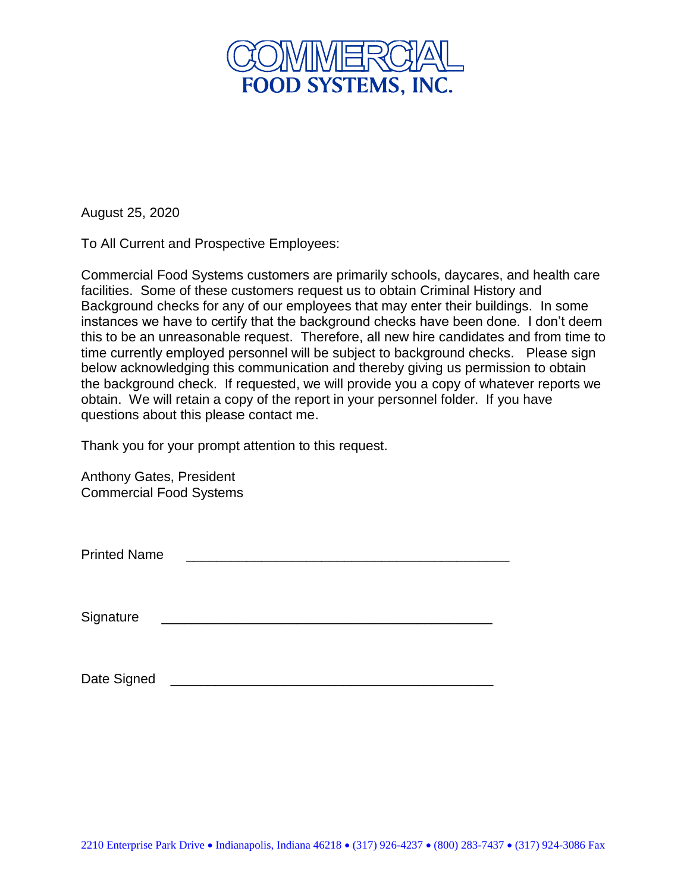# COMMERCIAL FOOD SYSTEMS, INC.

August 25, 2020

To All Current and Prospective Employees:

Commercial Food Systems customers are primarily schools, daycares, and health care facilities. Some of these customers request us to obtain Criminal History and Background checks for any of our employees that may enter their buildings. In some instances we have to certify that the background checks have been done. I don't deem this to be an unreasonable request. Therefore, all new hire candidates and from time to time currently employed personnel will be subject to background checks. Please sign below acknowledging this communication and thereby giving us permission to obtain the background check. If requested, we will provide you a copy of whatever reports we obtain. We will retain a copy of the report in your personnel folder. If you have questions about this please contact me.

Thank you for your prompt attention to this request.

Anthony Gates, President
Commercial Food Systems

Printed Name ____________________________________________

Signature ____________________________________________

Date Signed ____________________________________________

2210 Enterprise Park Drive • Indianapolis, Indiana 46218 • (317) 926-4237 • (800) 283-7437 • (317) 924-3086 Fax